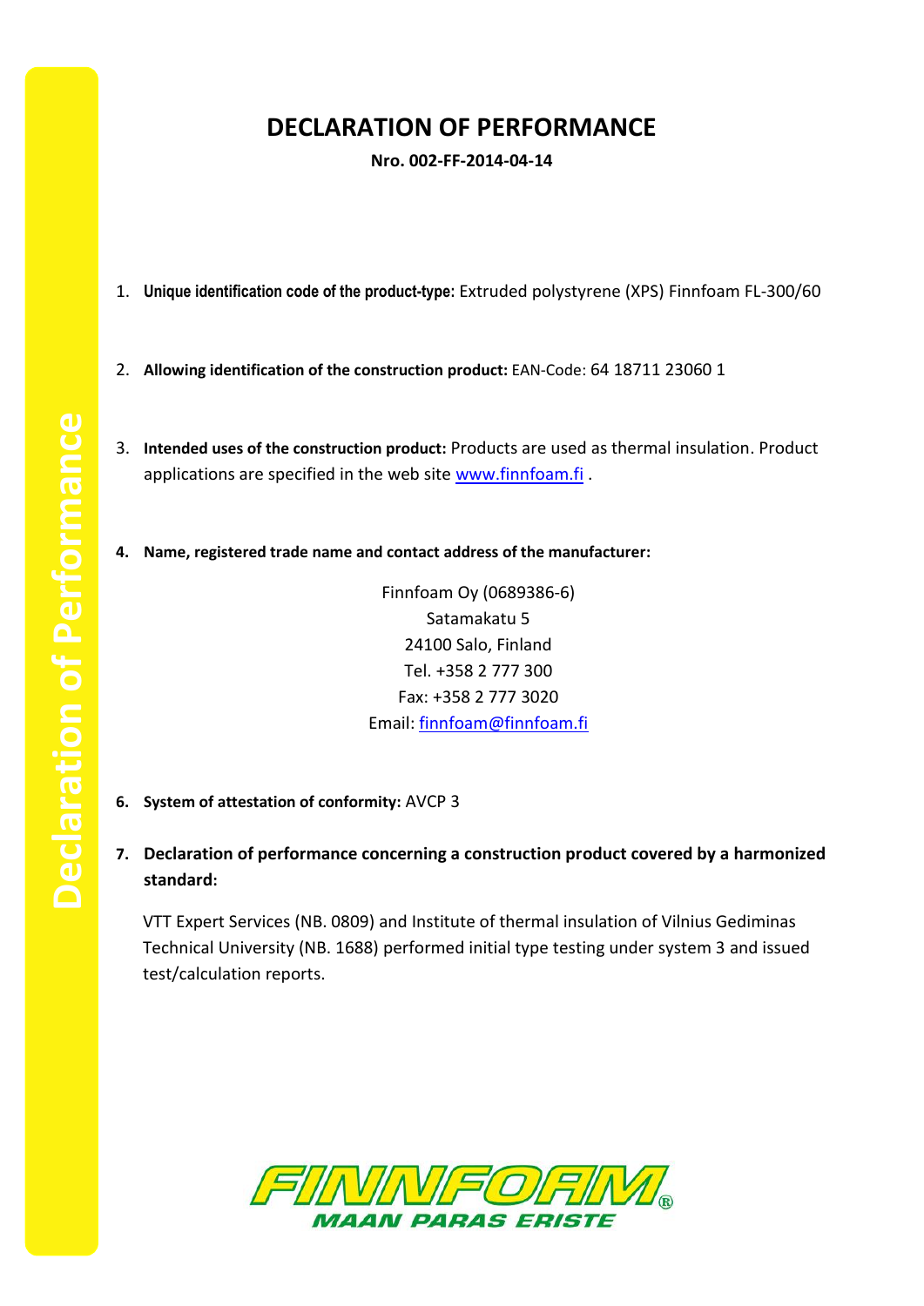# DECLARATION OF PERFORMANCE

**Nro. 002-FF-2014-04-14**

1. **Unique identification code of the product-type:** Extruded polystyrene (XPS) Finnfoam FL-300/60

2. **Allowing identification of the construction product:** EAN-Code: 64 18711 23060 1

3. **Intended uses of the construction product:** Products are used as thermal insulation. Product applications are specified in the web site www.finnfoam.fi .

4. **Name, registered trade name and contact address of the manufacturer:**

   Finnfoam Oy (0689386-6)
   Satamakatu 5
   24100 Salo, Finland
   Tel. +358 2 777 300
   Fax: +358 2 777 3020
   Email: finnfoam@finnfoam.fi

6. **System of attestation of conformity:** AVCP 3

7. **Declaration of performance concerning a construction product covered by a harmonized standard:**

   VTT Expert Services (NB. 0809) and Institute of thermal insulation of Vilnius Gediminas Technical University (NB. 1688) performed initial type testing under system 3 and issued test/calculation reports.

FINNFOAM®
MAAN PARAS ERISTE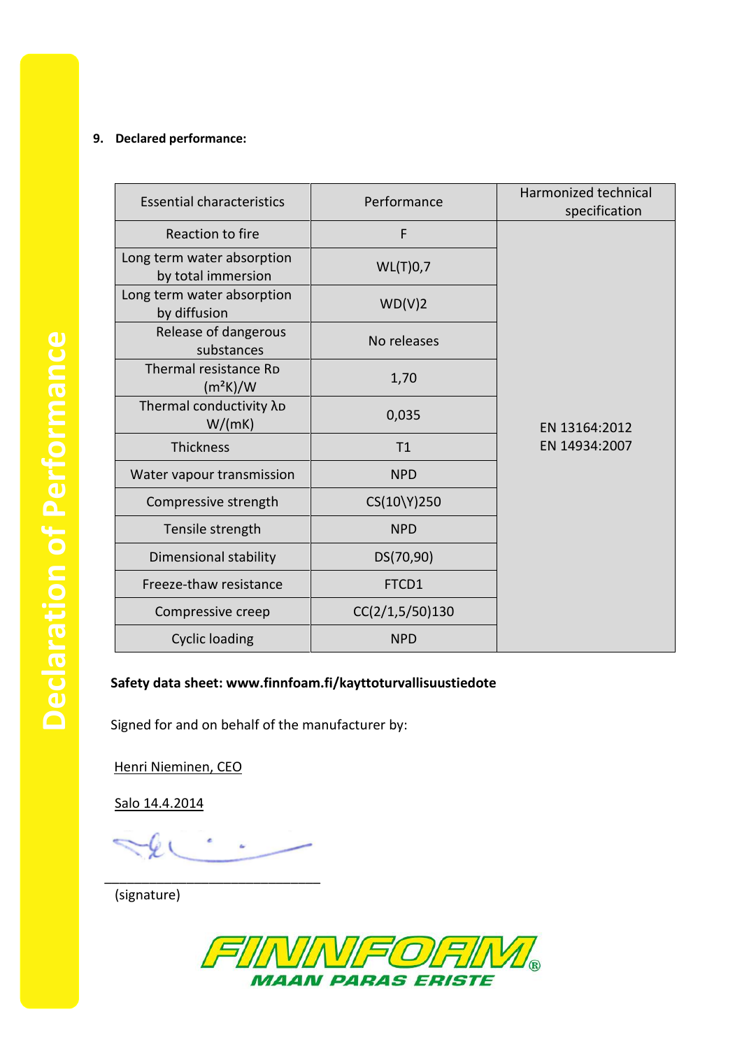**9. Declared performance:**

| Essential characteristics | Performance | Harmonized technical specification |
|---|---|---|
| Reaction to fire | F | EN 13164:2012<br>EN 14934:2007 |
| Long term water absorption by total immersion | WL(T)0,7 | |
| Long term water absorption by diffusion | WD(V)2 | |
| Release of dangerous substances | No releases | |
| Thermal resistance $R_D$ $(m^2K)/W$ | 1,70 | |
| Thermal conductivity $\lambda_D$ $W/(mK)$ | 0,035 | |
| Thickness | T1 | |
| Water vapour transmission | NPD | |
| Compressive strength | CS(10\Y)250 | |
| Tensile strength | NPD | |
| Dimensional stability | DS(70,90) | |
| Freeze-thaw resistance | FTCD1 | |
| Compressive creep | CC(2/1,5/50)130 | |
| Cyclic loading | NPD | |

**Safety data sheet: www.finnfoam.fi/kayttoturvallisuustiedote**

Signed for and on behalf of the manufacturer by:

Henri Nieminen, CEO

Salo 14.4.2014

_______________________________

(signature)

FINNFOAM®
MAAN PARAS ERISTE

Declaration of Performance